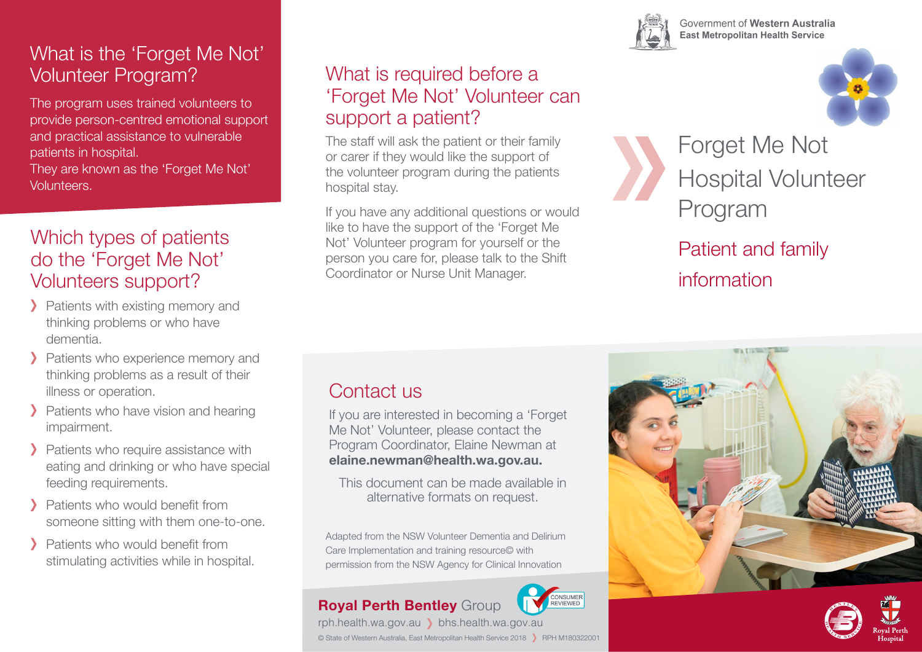Government of **Western Australia**
**East Metropolitan Health Service**

# Forget Me Not Hospital Volunteer Program

## Patient and family information

## What is the 'Forget Me Not' Volunteer Program?

The program uses trained volunteers to provide person-centred emotional support and practical assistance to vulnerable patients in hospital.
They are known as the 'Forget Me Not' Volunteers.

## Which types of patients do the 'Forget Me Not' Volunteers support?

- Patients with existing memory and thinking problems or who have dementia.
- Patients who experience memory and thinking problems as a result of their illness or operation.
- Patients who have vision and hearing impairment.
- Patients who require assistance with eating and drinking or who have special feeding requirements.
- Patients who would benefit from someone sitting with them one-to-one.
- Patients who would benefit from stimulating activities while in hospital.

## What is required before a 'Forget Me Not' Volunteer can support a patient?

The staff will ask the patient or their family or carer if they would like the support of the volunteer program during the patients hospital stay.

If you have any additional questions or would like to have the support of the 'Forget Me Not' Volunteer program for yourself or the person you care for, please talk to the Shift Coordinator or Nurse Unit Manager.

## Contact us

If you are interested in becoming a 'Forget Me Not' Volunteer, please contact the Program Coordinator, Elaine Newman at **elaine.newman@health.wa.gov.au.**

This document can be made available in alternative formats on request.

Adapted from the NSW Volunteer Dementia and Delirium Care Implementation and training resource© with permission from the NSW Agency for Clinical Innovation

**Royal Perth Bentley** Group

CONSUMER REVIEWED

rph.health.wa.gov.au › bhs.health.wa.gov.au

© State of Western Australia, East Metropolitan Health Service 2018 › RPH M180322001

Royal Perth Hospital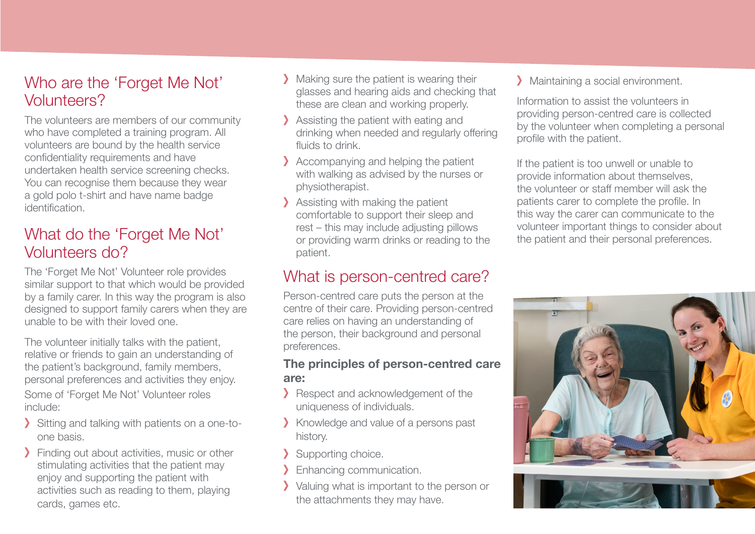## Who are the 'Forget Me Not' Volunteers?

The volunteers are members of our community who have completed a training program. All volunteers are bound by the health service confidentiality requirements and have undertaken health service screening checks. You can recognise them because they wear a gold polo t-shirt and have name badge identification.

## What do the 'Forget Me Not' Volunteers do?

The 'Forget Me Not' Volunteer role provides similar support to that which would be provided by a family carer. In this way the program is also designed to support family carers when they are unable to be with their loved one.

The volunteer initially talks with the patient, relative or friends to gain an understanding of the patient's background, family members, personal preferences and activities they enjoy.

Some of 'Forget Me Not' Volunteer roles include:

- Sitting and talking with patients on a one-to-one basis.
- Finding out about activities, music or other stimulating activities that the patient may enjoy and supporting the patient with activities such as reading to them, playing cards, games etc.
- Making sure the patient is wearing their glasses and hearing aids and checking that these are clean and working properly.
- Assisting the patient with eating and drinking when needed and regularly offering fluids to drink.
- Accompanying and helping the patient with walking as advised by the nurses or physiotherapist.
- Assisting with making the patient comfortable to support their sleep and rest – this may include adjusting pillows or providing warm drinks or reading to the patient.

## What is person-centred care?

Person-centred care puts the person at the centre of their care. Providing person-centred care relies on having an understanding of the person, their background and personal preferences.

### The principles of person-centred care are:

- Respect and acknowledgement of the uniqueness of individuals.
- Knowledge and value of a persons past history.
- Supporting choice.
- Enhancing communication.
- Valuing what is important to the person or the attachments they may have.
- Maintaining a social environment.

Information to assist the volunteers in providing person-centred care is collected by the volunteer when completing a personal profile with the patient.

If the patient is too unwell or unable to provide information about themselves, the volunteer or staff member will ask the patients carer to complete the profile. In this way the carer can communicate to the volunteer important things to consider about the patient and their personal preferences.